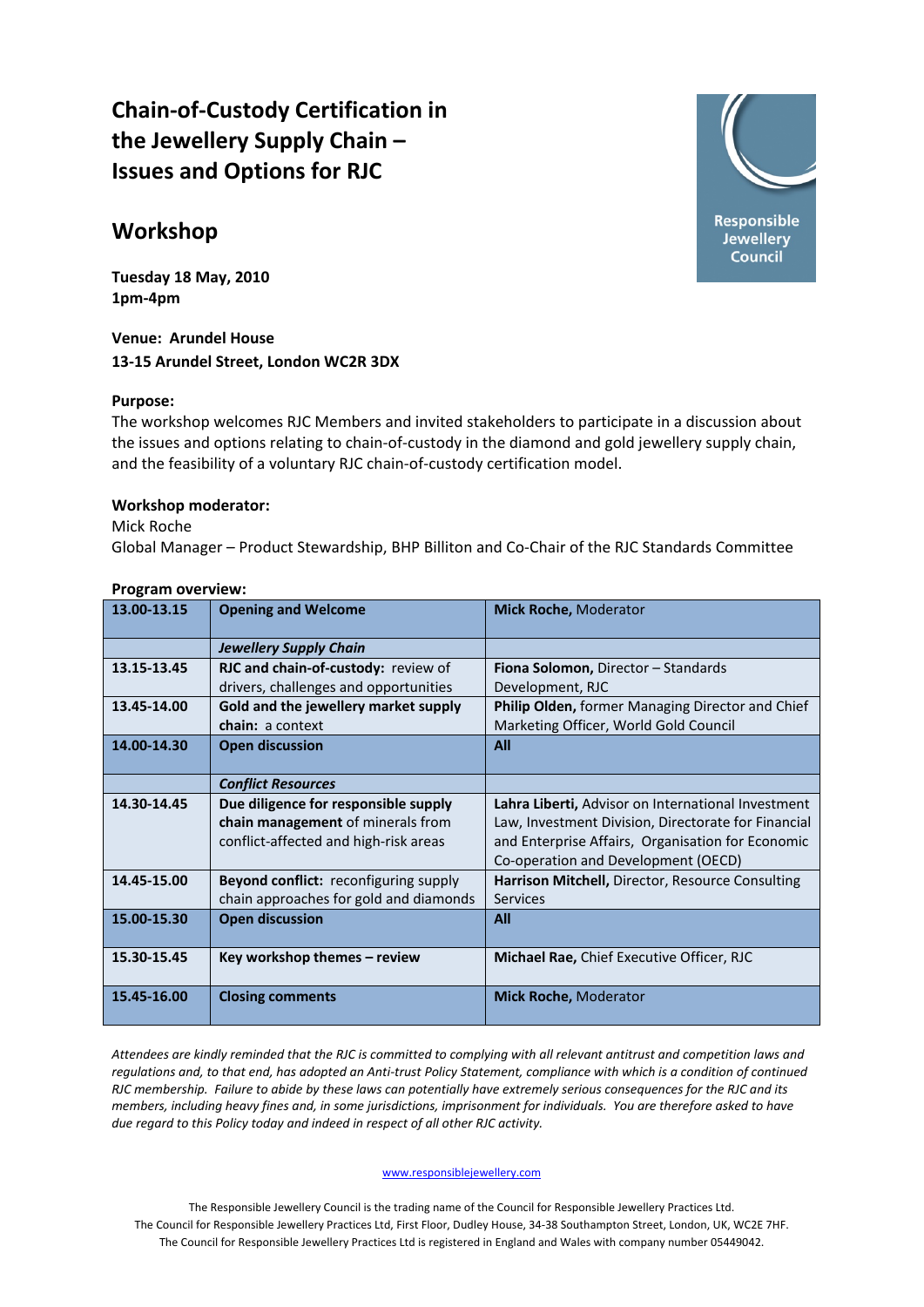# Chain-of-Custody Certification in the Jewellery Supply Chain – Issues and Options for RJC

Responsible Jewellery Council

## Workshop

**Tuesday 18 May, 2010**
**1pm-4pm**

**Venue: Arundel House**
**13-15 Arundel Street, London WC2R 3DX**

**Purpose:**
The workshop welcomes RJC Members and invited stakeholders to participate in a discussion about the issues and options relating to chain-of-custody in the diamond and gold jewellery supply chain, and the feasibility of a voluntary RJC chain-of-custody certification model.

**Workshop moderator:**
Mick Roche
Global Manager – Product Stewardship, BHP Billiton and Co-Chair of the RJC Standards Committee

**Program overview:**

| | | |
|---|---|---|
| **13.00-13.15** | **Opening and Welcome** | **Mick Roche,** Moderator |
| | ***Jewellery Supply Chain*** | |
| **13.15-13.45** | **RJC and chain-of-custody:** review of drivers, challenges and opportunities | **Fiona Solomon,** Director – Standards Development, RJC |
| **13.45-14.00** | **Gold and the jewellery market supply chain:** a context | **Philip Olden,** former Managing Director and Chief Marketing Officer, World Gold Council |
| **14.00-14.30** | **Open discussion** | **All** |
| | ***Conflict Resources*** | |
| **14.30-14.45** | **Due diligence for responsible supply chain management** of minerals from conflict-affected and high-risk areas | **Lahra Liberti,** Advisor on International Investment Law, Investment Division, Directorate for Financial and Enterprise Affairs, Organisation for Economic Co-operation and Development (OECD) |
| **14.45-15.00** | **Beyond conflict:** reconfiguring supply chain approaches for gold and diamonds | **Harrison Mitchell,** Director, Resource Consulting Services |
| **15.00-15.30** | **Open discussion** | **All** |
| **15.30-15.45** | **Key workshop themes – review** | **Michael Rae,** Chief Executive Officer, RJC |
| **15.45-16.00** | **Closing comments** | **Mick Roche,** Moderator |

*Attendees are kindly reminded that the RJC is committed to complying with all relevant antitrust and competition laws and regulations and, to that end, has adopted an Anti-trust Policy Statement, compliance with which is a condition of continued RJC membership. Failure to abide by these laws can potentially have extremely serious consequences for the RJC and its members, including heavy fines and, in some jurisdictions, imprisonment for individuals. You are therefore asked to have due regard to this Policy today and indeed in respect of all other RJC activity.*

www.responsiblejewellery.com

The Responsible Jewellery Council is the trading name of the Council for Responsible Jewellery Practices Ltd.
The Council for Responsible Jewellery Practices Ltd, First Floor, Dudley House, 34-38 Southampton Street, London, UK, WC2E 7HF.
The Council for Responsible Jewellery Practices Ltd is registered in England and Wales with company number 05449042.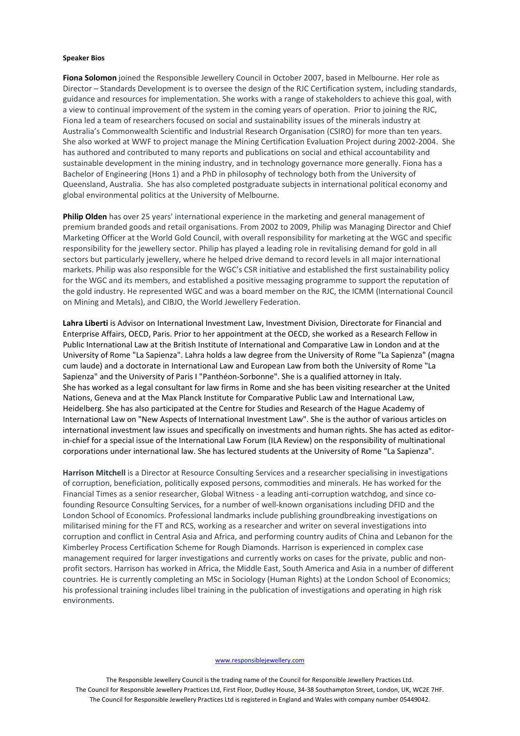**Speaker Bios**

**Fiona Solomon** joined the Responsible Jewellery Council in October 2007, based in Melbourne. Her role as Director – Standards Development is to oversee the design of the RJC Certification system, including standards, guidance and resources for implementation. She works with a range of stakeholders to achieve this goal, with a view to continual improvement of the system in the coming years of operation. Prior to joining the RJC, Fiona led a team of researchers focused on social and sustainability issues of the minerals industry at Australia's Commonwealth Scientific and Industrial Research Organisation (CSIRO) for more than ten years. She also worked at WWF to project manage the Mining Certification Evaluation Project during 2002-2004. She has authored and contributed to many reports and publications on social and ethical accountability and sustainable development in the mining industry, and in technology governance more generally. Fiona has a Bachelor of Engineering (Hons 1) and a PhD in philosophy of technology both from the University of Queensland, Australia. She has also completed postgraduate subjects in international political economy and global environmental politics at the University of Melbourne.

**Philip Olden** has over 25 years' international experience in the marketing and general management of premium branded goods and retail organisations. From 2002 to 2009, Philip was Managing Director and Chief Marketing Officer at the World Gold Council, with overall responsibility for marketing at the WGC and specific responsibility for the jewellery sector. Philip has played a leading role in revitalising demand for gold in all sectors but particularly jewellery, where he helped drive demand to record levels in all major international markets. Philip was also responsible for the WGC's CSR initiative and established the first sustainability policy for the WGC and its members, and established a positive messaging programme to support the reputation of the gold industry. He represented WGC and was a board member on the RJC, the ICMM (International Council on Mining and Metals), and CIBJO, the World Jewellery Federation.

**Lahra Liberti** is Advisor on International Investment Law, Investment Division, Directorate for Financial and Enterprise Affairs, OECD, Paris. Prior to her appointment at the OECD, she worked as a Research Fellow in Public International Law at the British Institute of International and Comparative Law in London and at the University of Rome "La Sapienza". Lahra holds a law degree from the University of Rome "La Sapienza" (magna cum laude) and a doctorate in International Law and European Law from both the University of Rome "La Sapienza" and the University of Paris I "Panthéon-Sorbonne". She is a qualified attorney in Italy. She has worked as a legal consultant for law firms in Rome and she has been visiting researcher at the United Nations, Geneva and at the Max Planck Institute for Comparative Public Law and International Law, Heidelberg. She has also participated at the Centre for Studies and Research of the Hague Academy of International Law on "New Aspects of International Investment Law". She is the author of various articles on international investment law issues and specifically on investments and human rights. She has acted as editor-in-chief for a special issue of the International Law Forum (ILA Review) on the responsibility of multinational corporations under international law. She has lectured students at the University of Rome "La Sapienza".

**Harrison Mitchell** is a Director at Resource Consulting Services and a researcher specialising in investigations of corruption, beneficiation, politically exposed persons, commodities and minerals. He has worked for the Financial Times as a senior researcher, Global Witness - a leading anti-corruption watchdog, and since co-founding Resource Consulting Services, for a number of well-known organisations including DFID and the London School of Economics. Professional landmarks include publishing groundbreaking investigations on militarised mining for the FT and RCS, working as a researcher and writer on several investigations into corruption and conflict in Central Asia and Africa, and performing country audits of China and Lebanon for the Kimberley Process Certification Scheme for Rough Diamonds. Harrison is experienced in complex case management required for larger investigations and currently works on cases for the private, public and non-profit sectors. Harrison has worked in Africa, the Middle East, South America and Asia in a number of different countries. He is currently completing an MSc in Sociology (Human Rights) at the London School of Economics; his professional training includes libel training in the publication of investigations and operating in high risk environments.

www.responsiblejewellery.com

The Responsible Jewellery Council is the trading name of the Council for Responsible Jewellery Practices Ltd.
The Council for Responsible Jewellery Practices Ltd, First Floor, Dudley House, 34-38 Southampton Street, London, UK, WC2E 7HF.
The Council for Responsible Jewellery Practices Ltd is registered in England and Wales with company number 05449042.